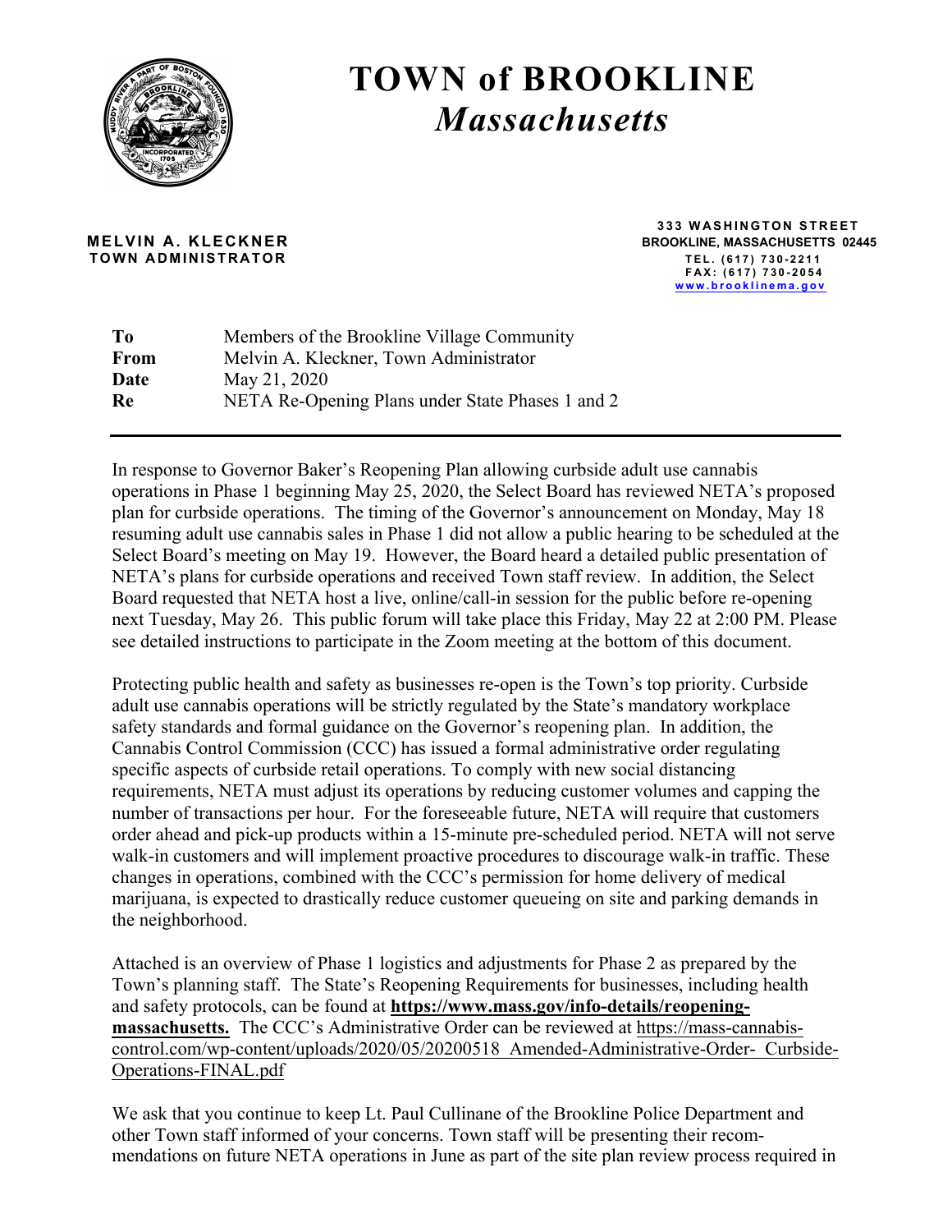# TOWN of BROOKLINE
## *Massachusetts*

**MELVIN A. KLECKNER**
**TOWN ADMINISTRATOR**

333 WASHINGTON STREET
BROOKLINE, MASSACHUSETTS 02445
TEL. (617) 730-2211
FAX: (617) 730-2054
www.brooklinema.gov

| | |
|---|---|
| **To** | Members of the Brookline Village Community |
| **From** | Melvin A. Kleckner, Town Administrator |
| **Date** | May 21, 2020 |
| **Re** | NETA Re-Opening Plans under State Phases 1 and 2 |

---

In response to Governor Baker's Reopening Plan allowing curbside adult use cannabis operations in Phase 1 beginning May 25, 2020, the Select Board has reviewed NETA's proposed plan for curbside operations. The timing of the Governor's announcement on Monday, May 18 resuming adult use cannabis sales in Phase 1 did not allow a public hearing to be scheduled at the Select Board's meeting on May 19. However, the Board heard a detailed public presentation of NETA's plans for curbside operations and received Town staff review. In addition, the Select Board requested that NETA host a live, online/call-in session for the public before re-opening next Tuesday, May 26. This public forum will take place this Friday, May 22 at 2:00 PM. Please see detailed instructions to participate in the Zoom meeting at the bottom of this document.

Protecting public health and safety as businesses re-open is the Town's top priority. Curbside adult use cannabis operations will be strictly regulated by the State's mandatory workplace safety standards and formal guidance on the Governor's reopening plan. In addition, the Cannabis Control Commission (CCC) has issued a formal administrative order regulating specific aspects of curbside retail operations. To comply with new social distancing requirements, NETA must adjust its operations by reducing customer volumes and capping the number of transactions per hour. For the foreseeable future, NETA will require that customers order ahead and pick-up products within a 15-minute pre-scheduled period. NETA will not serve walk-in customers and will implement proactive procedures to discourage walk-in traffic. These changes in operations, combined with the CCC's permission for home delivery of medical marijuana, is expected to drastically reduce customer queueing on site and parking demands in the neighborhood.

Attached is an overview of Phase 1 logistics and adjustments for Phase 2 as prepared by the Town's planning staff. The State's Reopening Requirements for businesses, including health and safety protocols, can be found at **https://www.mass.gov/info-details/reopening-massachusetts.** The CCC's Administrative Order can be reviewed at https://mass-cannabis-control.com/wp-content/uploads/2020/05/20200518_Amended-Administrative-Order-_Curbside-Operations-FINAL.pdf

We ask that you continue to keep Lt. Paul Cullinane of the Brookline Police Department and other Town staff informed of your concerns. Town staff will be presenting their recommendations on future NETA operations in June as part of the site plan review process required in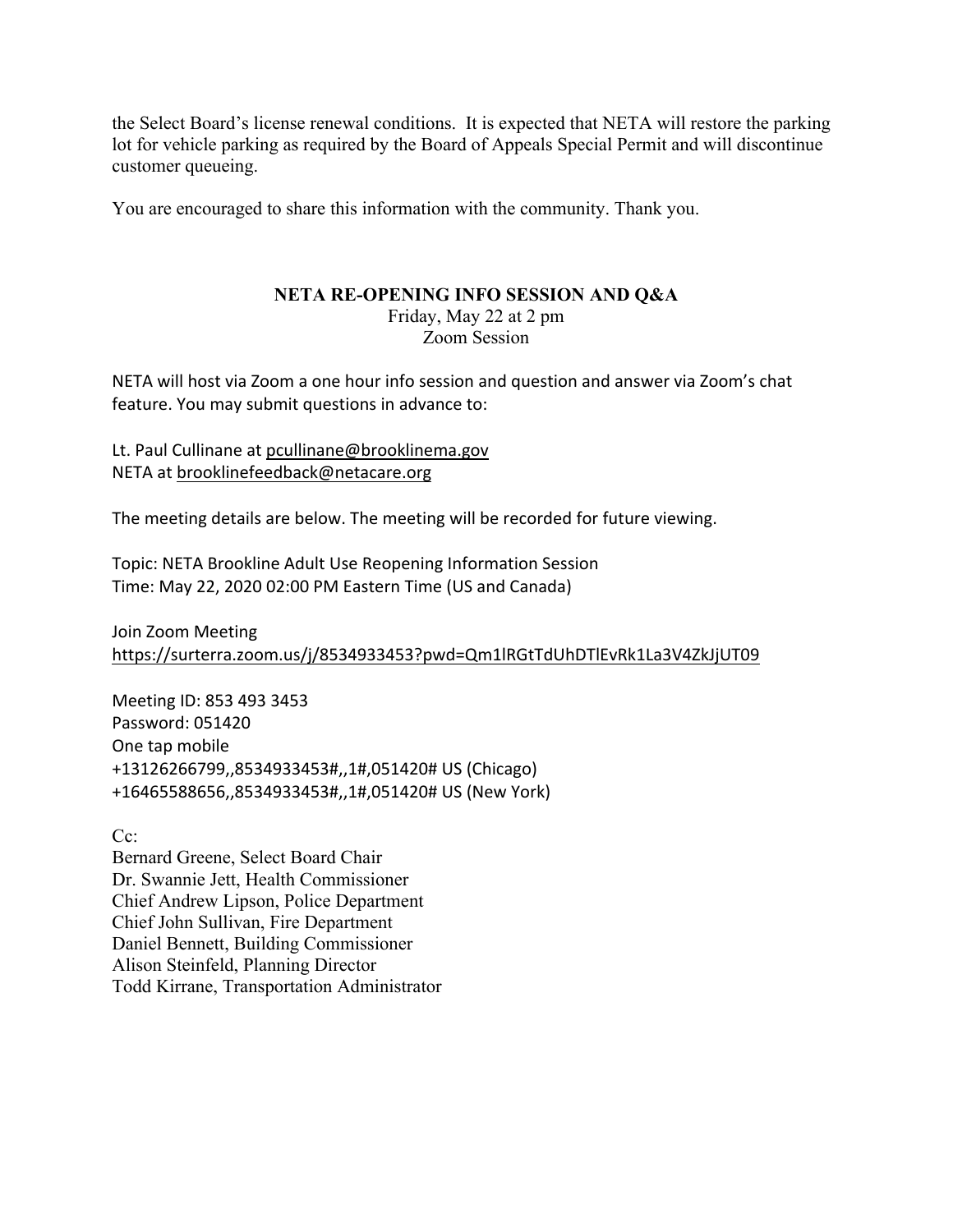the Select Board's license renewal conditions. It is expected that NETA will restore the parking lot for vehicle parking as required by the Board of Appeals Special Permit and will discontinue customer queueing.

You are encouraged to share this information with the community. Thank you.

**NETA RE-OPENING INFO SESSION AND Q&A**

Friday, May 22 at 2 pm
Zoom Session

NETA will host via Zoom a one hour info session and question and answer via Zoom's chat feature. You may submit questions in advance to:

Lt. Paul Cullinane at pcullinane@brooklinema.gov
NETA at brooklinefeedback@netacare.org

The meeting details are below. The meeting will be recorded for future viewing.

Topic: NETA Brookline Adult Use Reopening Information Session
Time: May 22, 2020 02:00 PM Eastern Time (US and Canada)

Join Zoom Meeting
https://surterra.zoom.us/j/8534933453?pwd=Qm1lRGtTdUhDTlEvRk1La3V4ZkJjUT09

Meeting ID: 853 493 3453
Password: 051420
One tap mobile
+13126266799,,8534933453#,,1#,051420# US (Chicago)
+16465588656,,8534933453#,,1#,051420# US (New York)

Cc:
Bernard Greene, Select Board Chair
Dr. Swannie Jett, Health Commissioner
Chief Andrew Lipson, Police Department
Chief John Sullivan, Fire Department
Daniel Bennett, Building Commissioner
Alison Steinfeld, Planning Director
Todd Kirrane, Transportation Administrator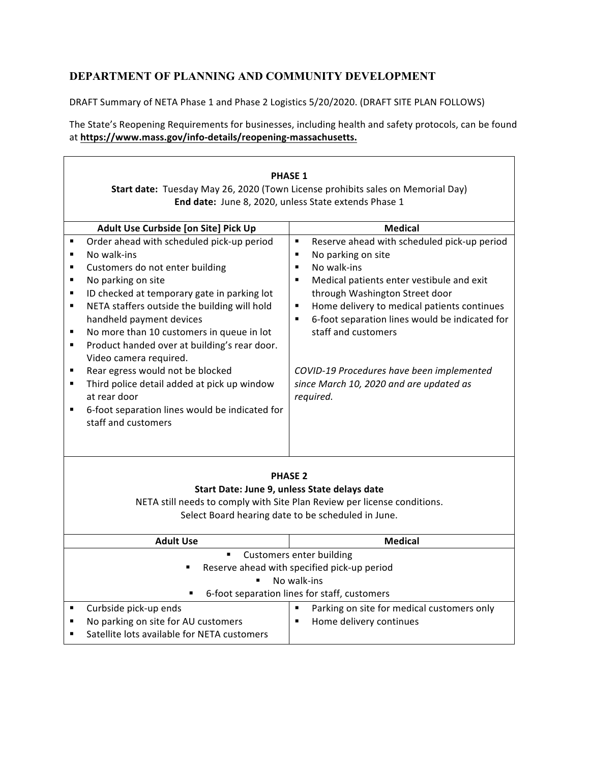## DEPARTMENT OF PLANNING AND COMMUNITY DEVELOPMENT

DRAFT Summary of NETA Phase 1 and Phase 2 Logistics 5/20/2020. (DRAFT SITE PLAN FOLLOWS)

The State's Reopening Requirements for businesses, including health and safety protocols, can be found at **https://www.mass.gov/info-details/reopening-massachusetts.**

**PHASE 1**

**Start date:** Tuesday May 26, 2020 (Town License prohibits sales on Memorial Day)

**End date:** June 8, 2020, unless State extends Phase 1

| Adult Use Curbside [on Site] Pick Up | Medical |
|---|---|
| ▪ Order ahead with scheduled pick-up period<br>▪ No walk-ins<br>▪ Customers do not enter building<br>▪ No parking on site<br>▪ ID checked at temporary gate in parking lot<br>▪ NETA staffers outside the building will hold handheld payment devices<br>▪ No more than 10 customers in queue in lot<br>▪ Product handed over at building's rear door. Video camera required.<br>▪ Rear egress would not be blocked<br>▪ Third police detail added at pick up window at rear door<br>▪ 6-foot separation lines would be indicated for staff and customers | ▪ Reserve ahead with scheduled pick-up period<br>▪ No parking on site<br>▪ No walk-ins<br>▪ Medical patients enter vestibule and exit through Washington Street door<br>▪ Home delivery to medical patients continues<br>▪ 6-foot separation lines would be indicated for staff and customers<br><br>*COVID-19 Procedures have been implemented since March 10, 2020 and are updated as required.* |

**PHASE 2**

**Start Date: June 9, unless State delays date**

NETA still needs to comply with Site Plan Review per license conditions.

Select Board hearing date to be scheduled in June.

| Adult Use | Medical |
|---|---|
| ▪ Customers enter building<br>▪ Reserve ahead with specified pick-up period<br>▪ No walk-ins<br>▪ 6-foot separation lines for staff, customers | |
| ▪ Curbside pick-up ends<br>▪ No parking on site for AU customers<br>▪ Satellite lots available for NETA customers | ▪ Parking on site for medical customers only<br>▪ Home delivery continues |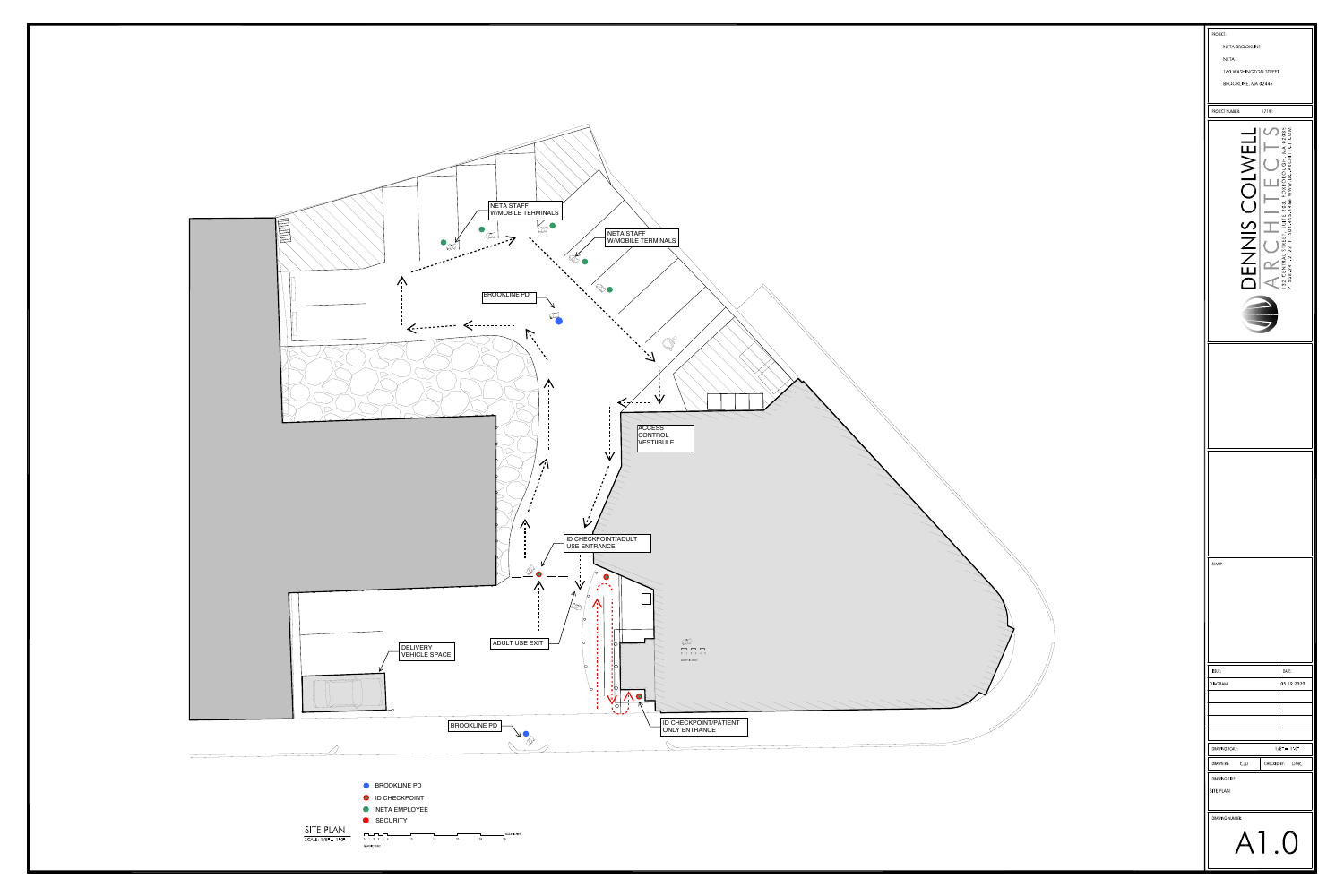NETA STAFF W/MOBILE TERMINALS

NETA STAFF W/MOBILE TERMINALS

BROOKLINE PD

ACCESS CONTROL VESTIBULE

ID CHECKPOINT/ADULT USE ENTRANCE

ADULT USE EXIT

DELIVERY VEHICLE SPACE

BROOKLINE PD

ID CHECKPOINT/PATIENT ONLY ENTRANCE

- BROOKLINE PD
- ID CHECKPOINT
- NETA EMPLOYEE
- SECURITY

SITE PLAN

SCALE: 1/8" = 1'-0"

PROJECT:

NETA BROOKLINE

NETA

160 WASHINGTON STREET

BROOKLINE, MA 02445

PROJECT NUMBER: 17191

DENNIS COLWELL ARCHITECTS

132 CENTRAL STREET, SUITE 205, FOXBOROUGH, MA 02035

P: 508.543.7337 F: 508.543.4466 WWW.DC-ARCHITECTS.COM

STAMP:

| ISSUE: | DATE: |
| --- | --- |
| DIAGRAM | 05.19.2020 |

DRAWING SCALE: 1/8" = 1'-0"

DRAWN BY: CJD CHECKED BY: DMC

DRAWING TITLE:

SITE PLAN

DRAWING NUMBER:

A1.0